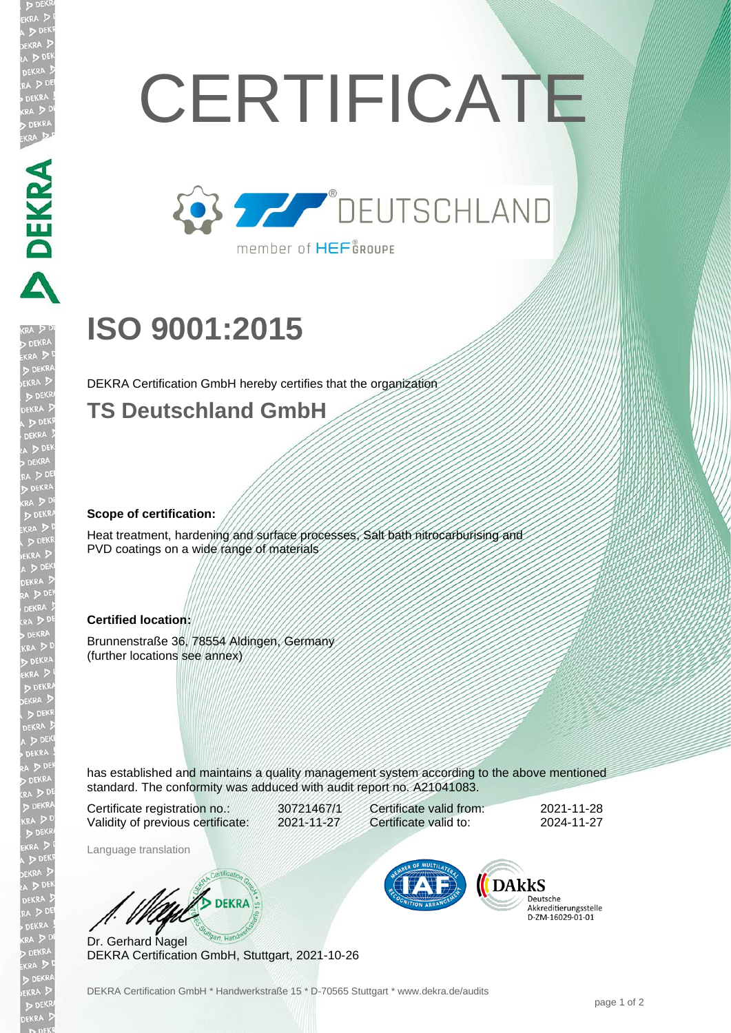# CERTIFICATE

DEUTSCHLAND

member of HEF GROUPE

# ISO 9001:2015

DEKRA Certification GmbH hereby certifies that the organization

## TS Deutschland GmbH

**Scope of certification:**

Heat treatment, hardening and surface processes, Salt bath nitrocarburising and PVD coatings on a wide range of materials

**Certified location:**

Brunnenstraße 36, 78554 Aldingen, Germany
(further locations see annex)

has established and maintains a quality management system according to the above mentioned standard. The conformity was adduced with audit report no. A21041083.

| | | | |
|---|---|---|---|
| Certificate registration no.: | 30721467/1 | Certificate valid from: | 2021-11-28 |
| Validity of previous certificate: | 2021-11-27 | Certificate valid to: | 2024-11-27 |

Language translation

Dr. Gerhard Nagel
DEKRA Certification GmbH, Stuttgart, 2021-10-26

DAkkS Deutsche Akkreditierungsstelle D-ZM-16029-01-01

DEKRA Certification GmbH * Handwerkstraße 15 * D-70565 Stuttgart * www.dekra.de/audits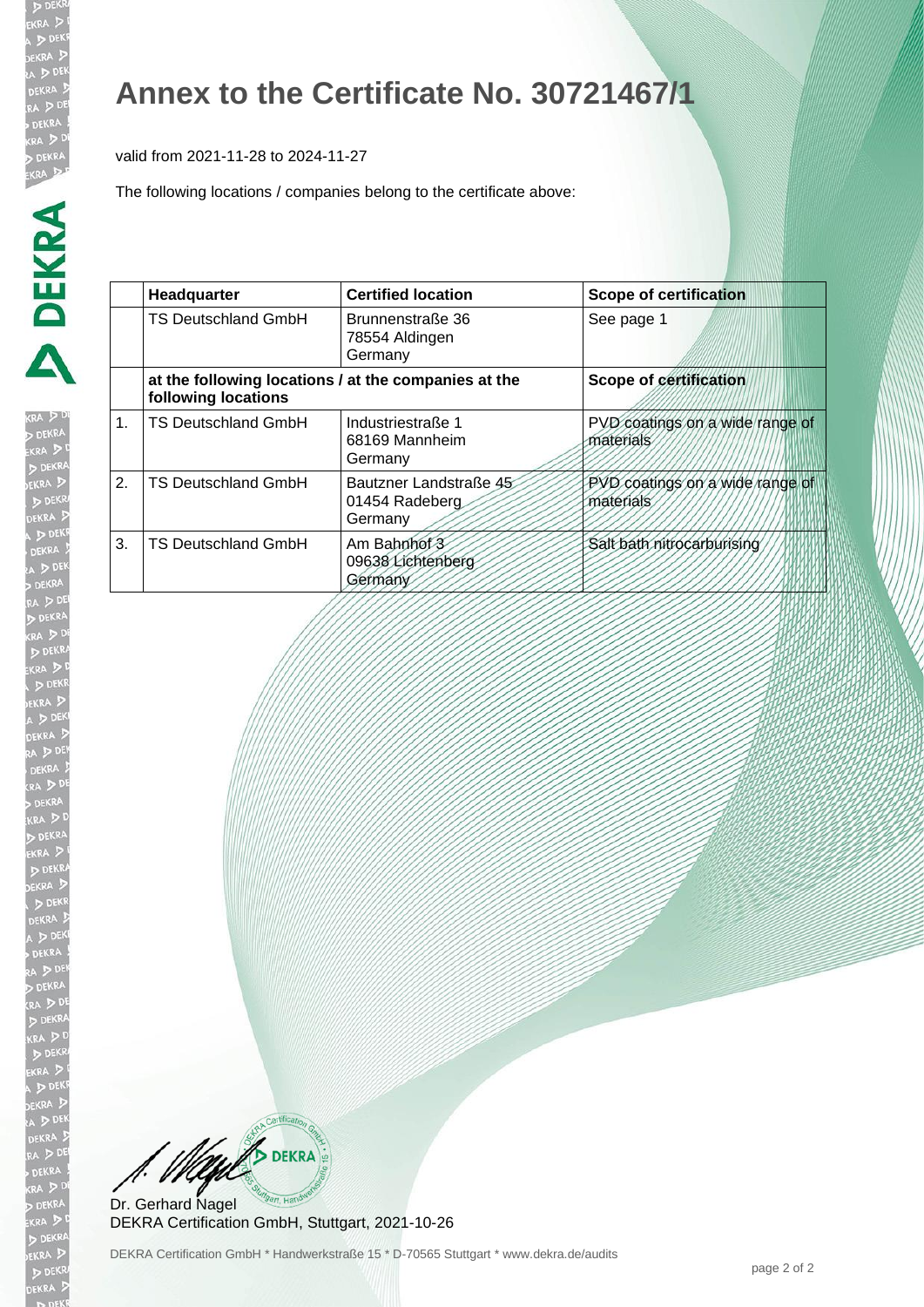# Annex to the Certificate No. 30721467/1

valid from 2021-11-28 to 2024-11-27

The following locations / companies belong to the certificate above:

| | Headquarter | Certified location | Scope of certification |
|---|---|---|---|
| | TS Deutschland GmbH | Brunnenstraße 36<br>78554 Aldingen<br>Germany | See page 1 |
| | **at the following locations / at the companies at the following locations** | | **Scope of certification** |
| 1. | TS Deutschland GmbH | Industriestraße 1<br>68169 Mannheim<br>Germany | PVD coatings on a wide range of materials |
| 2. | TS Deutschland GmbH | Bautzner Landstraße 45<br>01454 Radeberg<br>Germany | PVD coatings on a wide range of materials |
| 3. | TS Deutschland GmbH | Am Bahnhof 3<br>09638 Lichtenberg<br>Germany | Salt bath nitrocarburising |

Dr. Gerhard Nagel
DEKRA Certification GmbH, Stuttgart, 2021-10-26

DEKRA Certification GmbH * Handwerkstraße 15 * D-70565 Stuttgart * www.dekra.de/audits